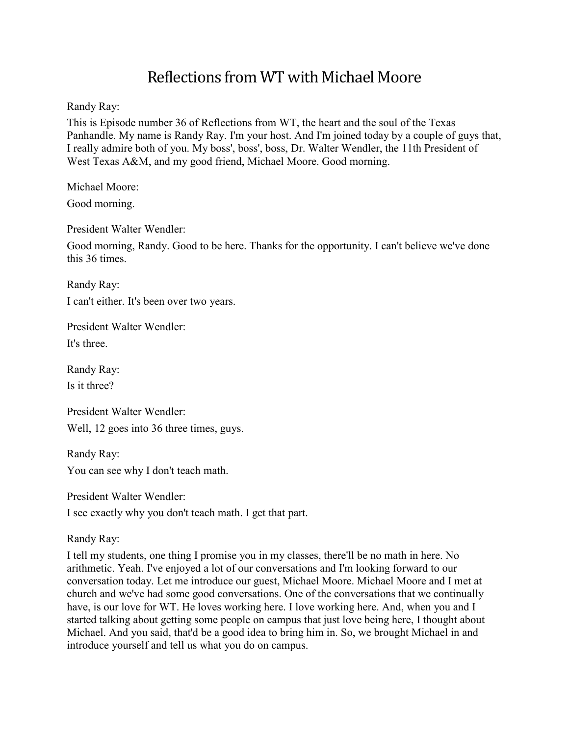# Reflections from WT with Michael Moore

Randy Ray:

This is Episode number 36 of Reflections from WT, the heart and the soul of the Texas Panhandle. My name is Randy Ray. I'm your host. And I'm joined today by a couple of guys that, I really admire both of you. My boss', boss', boss, Dr. Walter Wendler, the 11th President of West Texas A&M, and my good friend, Michael Moore. Good morning.

Michael Moore:

Good morning.

President Walter Wendler:

Good morning, Randy. Good to be here. Thanks for the opportunity. I can't believe we've done this 36 times.

Randy Ray:

I can't either. It's been over two years.

President Walter Wendler:

It's three.

Randy Ray:

Is it three?

President Walter Wendler:

Well, 12 goes into 36 three times, guys.

Randy Ray:

You can see why I don't teach math.

President Walter Wendler:

I see exactly why you don't teach math. I get that part.

Randy Ray:

I tell my students, one thing I promise you in my classes, there'll be no math in here. No arithmetic. Yeah. I've enjoyed a lot of our conversations and I'm looking forward to our conversation today. Let me introduce our guest, Michael Moore. Michael Moore and I met at church and we've had some good conversations. One of the conversations that we continually have, is our love for WT. He loves working here. I love working here. And, when you and I started talking about getting some people on campus that just love being here, I thought about Michael. And you said, that'd be a good idea to bring him in. So, we brought Michael in and introduce yourself and tell us what you do on campus.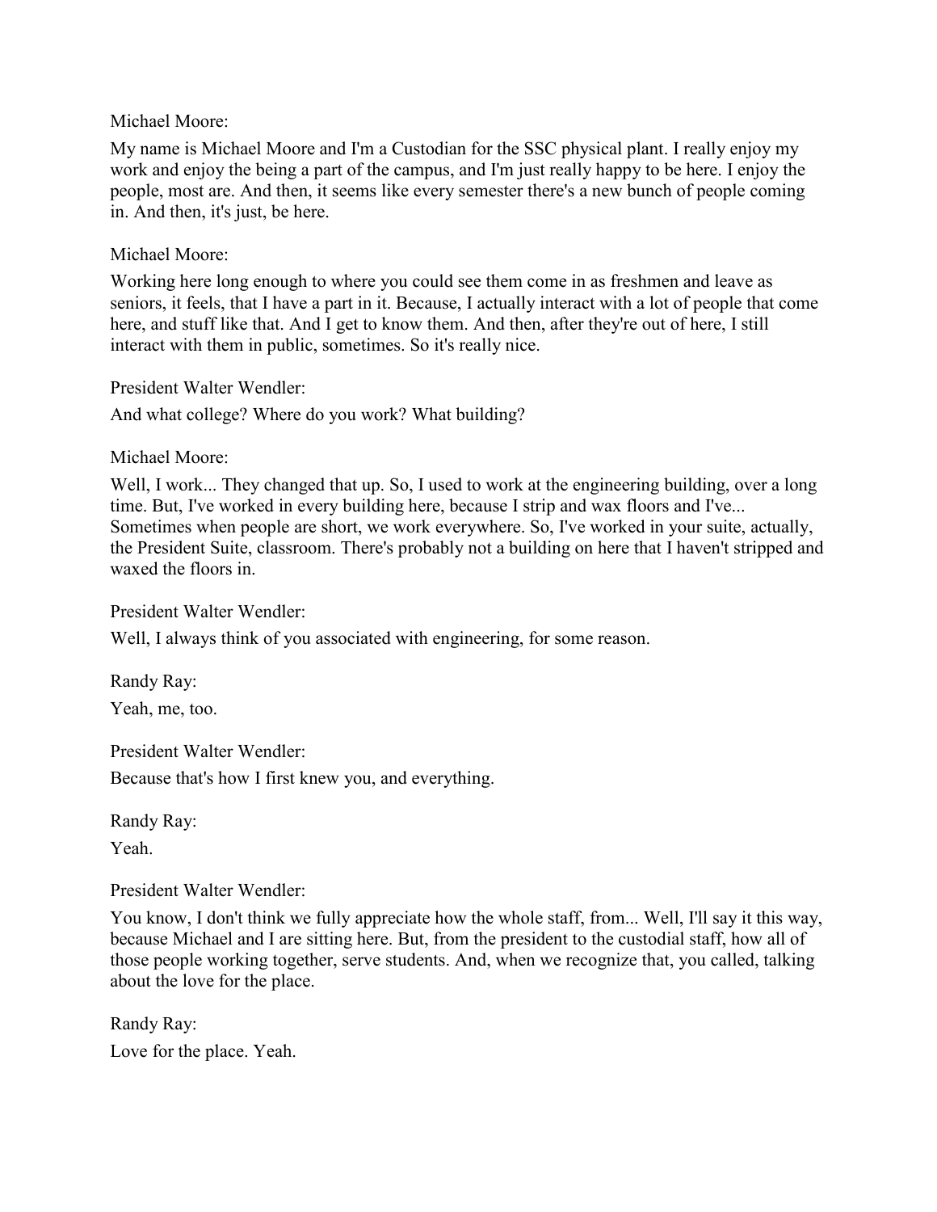Michael Moore:

My name is Michael Moore and I'm a Custodian for the SSC physical plant. I really enjoy my work and enjoy the being a part of the campus, and I'm just really happy to be here. I enjoy the people, most are. And then, it seems like every semester there's a new bunch of people coming in. And then, it's just, be here.

Michael Moore:

Working here long enough to where you could see them come in as freshmen and leave as seniors, it feels, that I have a part in it. Because, I actually interact with a lot of people that come here, and stuff like that. And I get to know them. And then, after they're out of here, I still interact with them in public, sometimes. So it's really nice.

President Walter Wendler:

And what college? Where do you work? What building?

Michael Moore:

Well, I work... They changed that up. So, I used to work at the engineering building, over a long time. But, I've worked in every building here, because I strip and wax floors and I've... Sometimes when people are short, we work everywhere. So, I've worked in your suite, actually, the President Suite, classroom. There's probably not a building on here that I haven't stripped and waxed the floors in.

President Walter Wendler:

Well, I always think of you associated with engineering, for some reason.

Randy Ray:

Yeah, me, too.

President Walter Wendler:

Because that's how I first knew you, and everything.

Randy Ray:

Yeah.

President Walter Wendler:

You know, I don't think we fully appreciate how the whole staff, from... Well, I'll say it this way, because Michael and I are sitting here. But, from the president to the custodial staff, how all of those people working together, serve students. And, when we recognize that, you called, talking about the love for the place.

Randy Ray:

Love for the place. Yeah.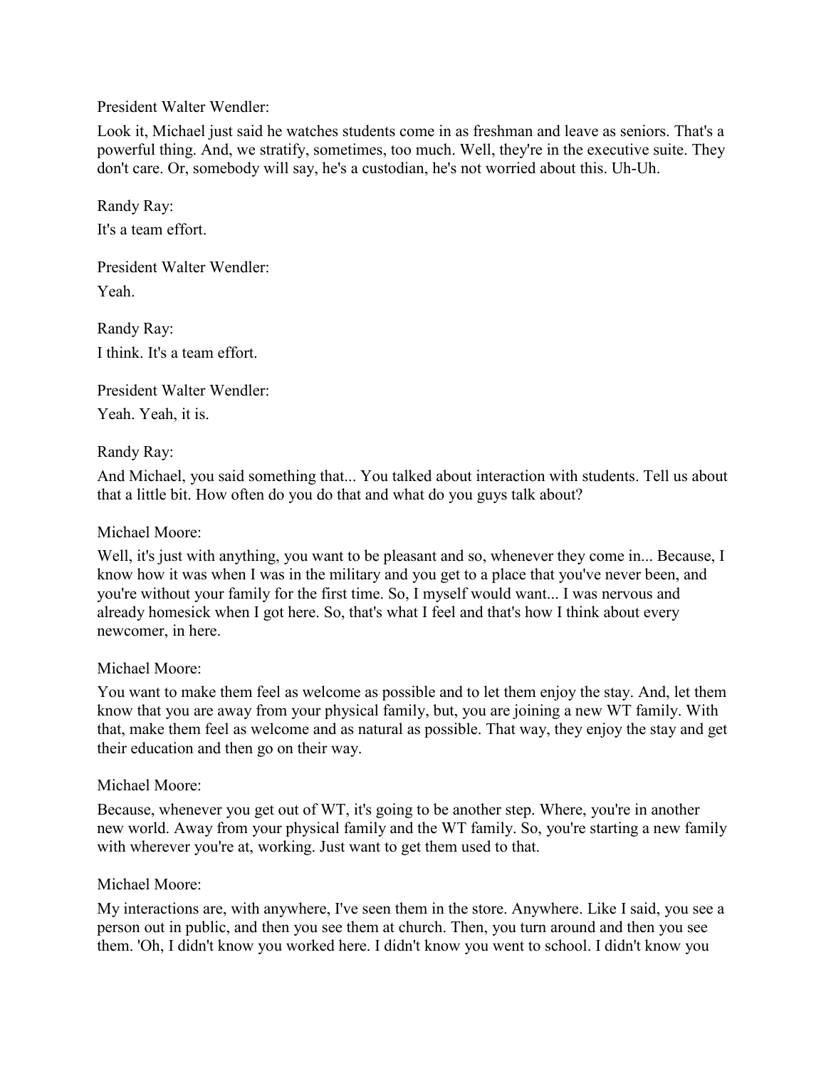President Walter Wendler:

Look it, Michael just said he watches students come in as freshman and leave as seniors. That's a powerful thing. And, we stratify, sometimes, too much. Well, they're in the executive suite. They don't care. Or, somebody will say, he's a custodian, he's not worried about this. Uh-Uh.

Randy Ray:

It's a team effort.

President Walter Wendler:

Yeah.

Randy Ray:

I think. It's a team effort.

President Walter Wendler:

Yeah. Yeah, it is.

Randy Ray:

And Michael, you said something that... You talked about interaction with students. Tell us about that a little bit. How often do you do that and what do you guys talk about?

Michael Moore:

Well, it's just with anything, you want to be pleasant and so, whenever they come in... Because, I know how it was when I was in the military and you get to a place that you've never been, and you're without your family for the first time. So, I myself would want... I was nervous and already homesick when I got here. So, that's what I feel and that's how I think about every newcomer, in here.

Michael Moore:

You want to make them feel as welcome as possible and to let them enjoy the stay. And, let them know that you are away from your physical family, but, you are joining a new WT family. With that, make them feel as welcome and as natural as possible. That way, they enjoy the stay and get their education and then go on their way.

Michael Moore:

Because, whenever you get out of WT, it's going to be another step. Where, you're in another new world. Away from your physical family and the WT family. So, you're starting a new family with wherever you're at, working. Just want to get them used to that.

Michael Moore:

My interactions are, with anywhere, I've seen them in the store. Anywhere. Like I said, you see a person out in public, and then you see them at church. Then, you turn around and then you see them. 'Oh, I didn't know you worked here. I didn't know you went to school. I didn't know you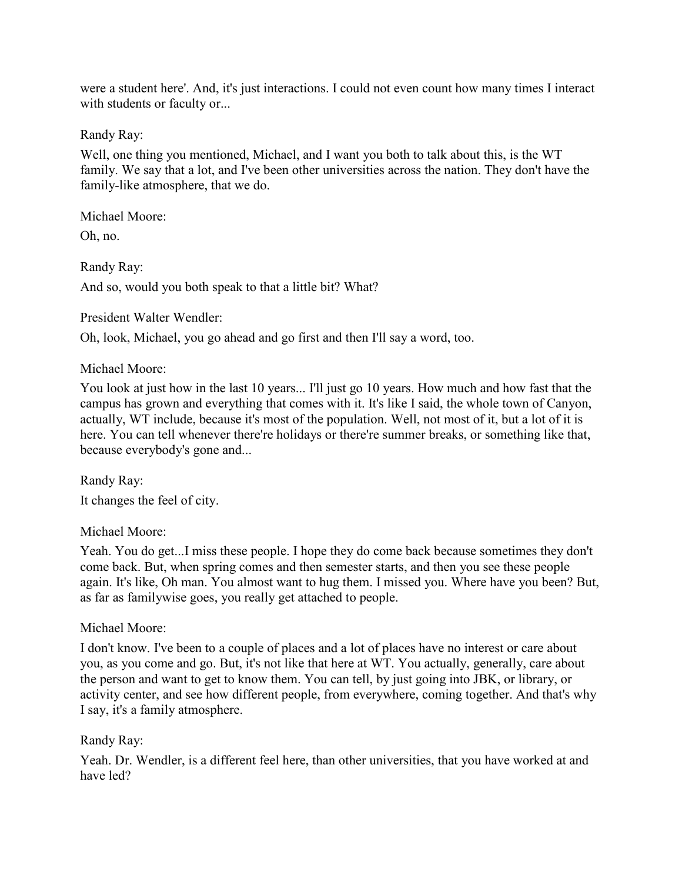were a student here'. And, it's just interactions. I could not even count how many times I interact with students or faculty or...

Randy Ray:

Well, one thing you mentioned, Michael, and I want you both to talk about this, is the WT family. We say that a lot, and I've been other universities across the nation. They don't have the family-like atmosphere, that we do.

Michael Moore:

Oh, no.

Randy Ray:

And so, would you both speak to that a little bit? What?

President Walter Wendler:

Oh, look, Michael, you go ahead and go first and then I'll say a word, too.

Michael Moore:

You look at just how in the last 10 years... I'll just go 10 years. How much and how fast that the campus has grown and everything that comes with it. It's like I said, the whole town of Canyon, actually, WT include, because it's most of the population. Well, not most of it, but a lot of it is here. You can tell whenever there're holidays or there're summer breaks, or something like that, because everybody's gone and...

Randy Ray:

It changes the feel of city.

Michael Moore:

Yeah. You do get...I miss these people. I hope they do come back because sometimes they don't come back. But, when spring comes and then semester starts, and then you see these people again. It's like, Oh man. You almost want to hug them. I missed you. Where have you been? But, as far as familywise goes, you really get attached to people.

Michael Moore:

I don't know. I've been to a couple of places and a lot of places have no interest or care about you, as you come and go. But, it's not like that here at WT. You actually, generally, care about the person and want to get to know them. You can tell, by just going into JBK, or library, or activity center, and see how different people, from everywhere, coming together. And that's why I say, it's a family atmosphere.

Randy Ray:

Yeah. Dr. Wendler, is a different feel here, than other universities, that you have worked at and have led?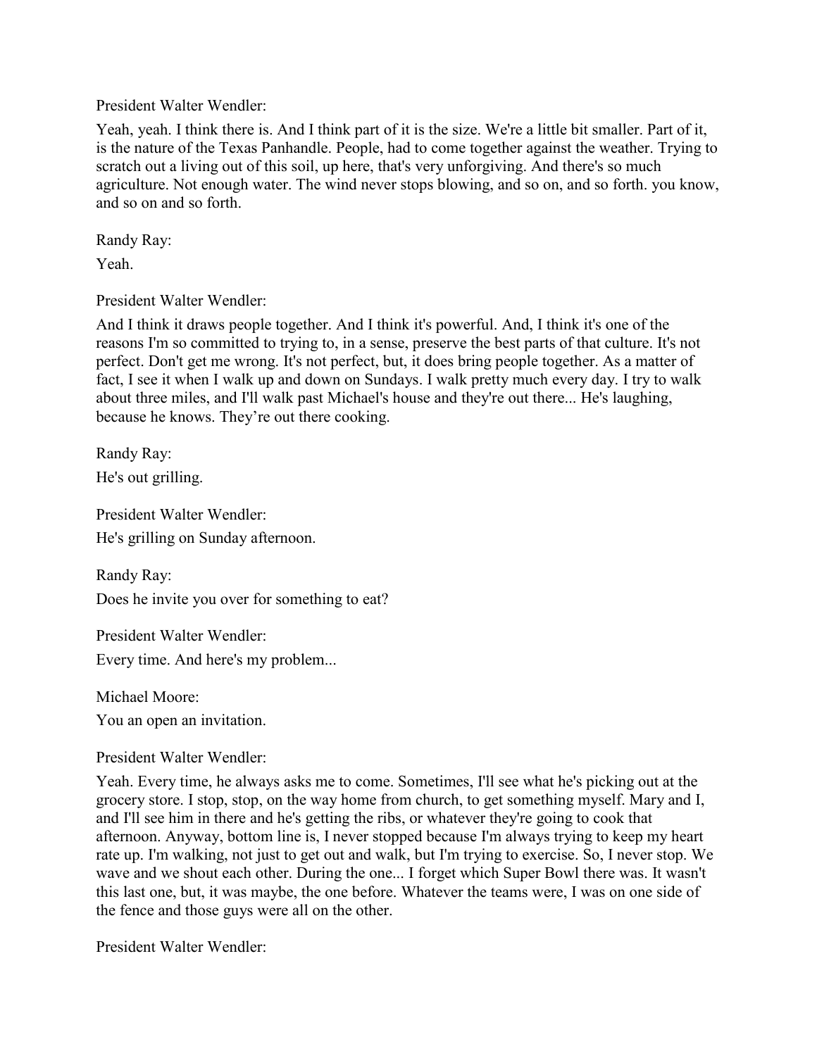President Walter Wendler:

Yeah, yeah. I think there is. And I think part of it is the size. We're a little bit smaller. Part of it, is the nature of the Texas Panhandle. People, had to come together against the weather. Trying to scratch out a living out of this soil, up here, that's very unforgiving. And there's so much agriculture. Not enough water. The wind never stops blowing, and so on, and so forth. you know, and so on and so forth.

Randy Ray:

Yeah.

President Walter Wendler:

And I think it draws people together. And I think it's powerful. And, I think it's one of the reasons I'm so committed to trying to, in a sense, preserve the best parts of that culture. It's not perfect. Don't get me wrong. It's not perfect, but, it does bring people together. As a matter of fact, I see it when I walk up and down on Sundays. I walk pretty much every day. I try to walk about three miles, and I'll walk past Michael's house and they're out there... He's laughing, because he knows. They're out there cooking.

Randy Ray:

He's out grilling.

President Walter Wendler:

He's grilling on Sunday afternoon.

Randy Ray:

Does he invite you over for something to eat?

President Walter Wendler:

Every time. And here's my problem...

Michael Moore:

You an open an invitation.

President Walter Wendler:

Yeah. Every time, he always asks me to come. Sometimes, I'll see what he's picking out at the grocery store. I stop, stop, on the way home from church, to get something myself. Mary and I, and I'll see him in there and he's getting the ribs, or whatever they're going to cook that afternoon. Anyway, bottom line is, I never stopped because I'm always trying to keep my heart rate up. I'm walking, not just to get out and walk, but I'm trying to exercise. So, I never stop. We wave and we shout each other. During the one... I forget which Super Bowl there was. It wasn't this last one, but, it was maybe, the one before. Whatever the teams were, I was on one side of the fence and those guys were all on the other.

President Walter Wendler: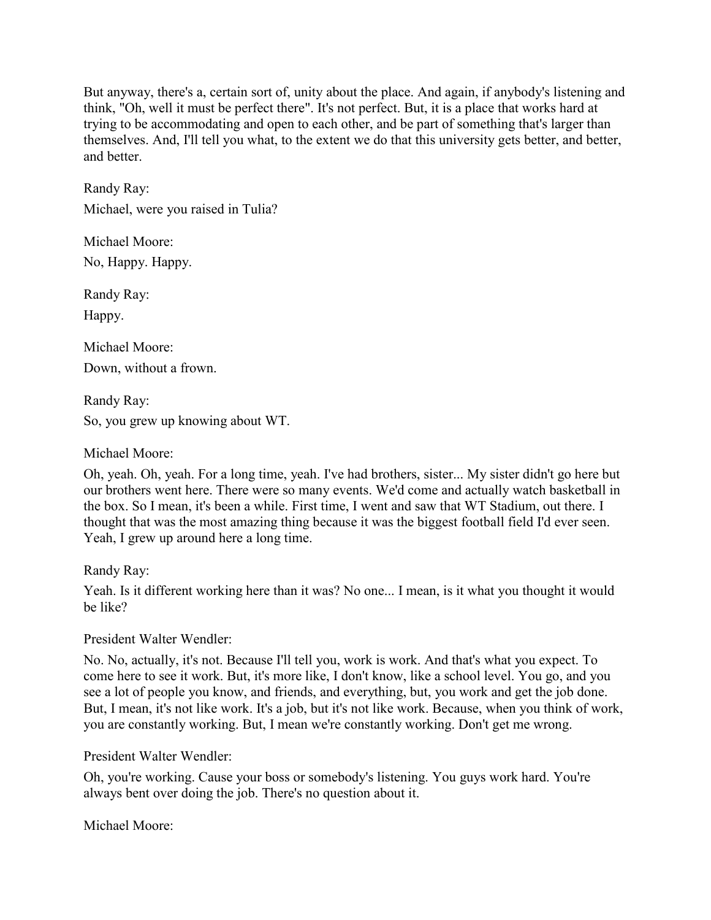But anyway, there's a, certain sort of, unity about the place. And again, if anybody's listening and think, "Oh, well it must be perfect there". It's not perfect. But, it is a place that works hard at trying to be accommodating and open to each other, and be part of something that's larger than themselves. And, I'll tell you what, to the extent we do that this university gets better, and better, and better.

Randy Ray:

Michael, were you raised in Tulia?

Michael Moore:

No, Happy. Happy.

Randy Ray:

Happy.

Michael Moore:

Down, without a frown.

Randy Ray:

So, you grew up knowing about WT.

Michael Moore:

Oh, yeah. Oh, yeah. For a long time, yeah. I've had brothers, sister... My sister didn't go here but our brothers went here. There were so many events. We'd come and actually watch basketball in the box. So I mean, it's been a while. First time, I went and saw that WT Stadium, out there. I thought that was the most amazing thing because it was the biggest football field I'd ever seen. Yeah, I grew up around here a long time.

Randy Ray:

Yeah. Is it different working here than it was? No one... I mean, is it what you thought it would be like?

President Walter Wendler:

No. No, actually, it's not. Because I'll tell you, work is work. And that's what you expect. To come here to see it work. But, it's more like, I don't know, like a school level. You go, and you see a lot of people you know, and friends, and everything, but, you work and get the job done. But, I mean, it's not like work. It's a job, but it's not like work. Because, when you think of work, you are constantly working. But, I mean we're constantly working. Don't get me wrong.

President Walter Wendler:

Oh, you're working. Cause your boss or somebody's listening. You guys work hard. You're always bent over doing the job. There's no question about it.

Michael Moore: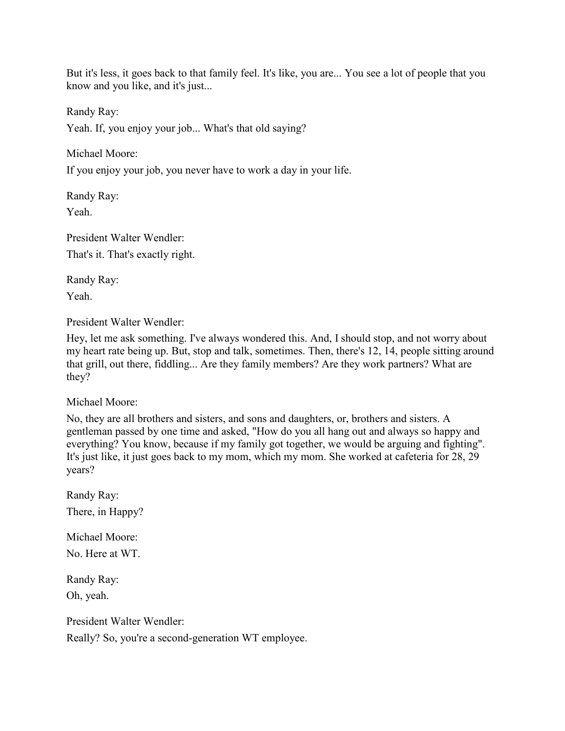But it's less, it goes back to that family feel. It's like, you are... You see a lot of people that you know and you like, and it's just...

Randy Ray:

Yeah. If, you enjoy your job... What's that old saying?

Michael Moore:

If you enjoy your job, you never have to work a day in your life.

Randy Ray:

Yeah.

President Walter Wendler:

That's it. That's exactly right.

Randy Ray:

Yeah.

President Walter Wendler:

Hey, let me ask something. I've always wondered this. And, I should stop, and not worry about my heart rate being up. But, stop and talk, sometimes. Then, there's 12, 14, people sitting around that grill, out there, fiddling... Are they family members? Are they work partners? What are they?

Michael Moore:

No, they are all brothers and sisters, and sons and daughters, or, brothers and sisters. A gentleman passed by one time and asked, "How do you all hang out and always so happy and everything? You know, because if my family got together, we would be arguing and fighting". It's just like, it just goes back to my mom, which my mom. She worked at cafeteria for 28, 29 years?

Randy Ray:

There, in Happy?

Michael Moore:

No. Here at WT.

Randy Ray:

Oh, yeah.

President Walter Wendler:

Really? So, you're a second-generation WT employee.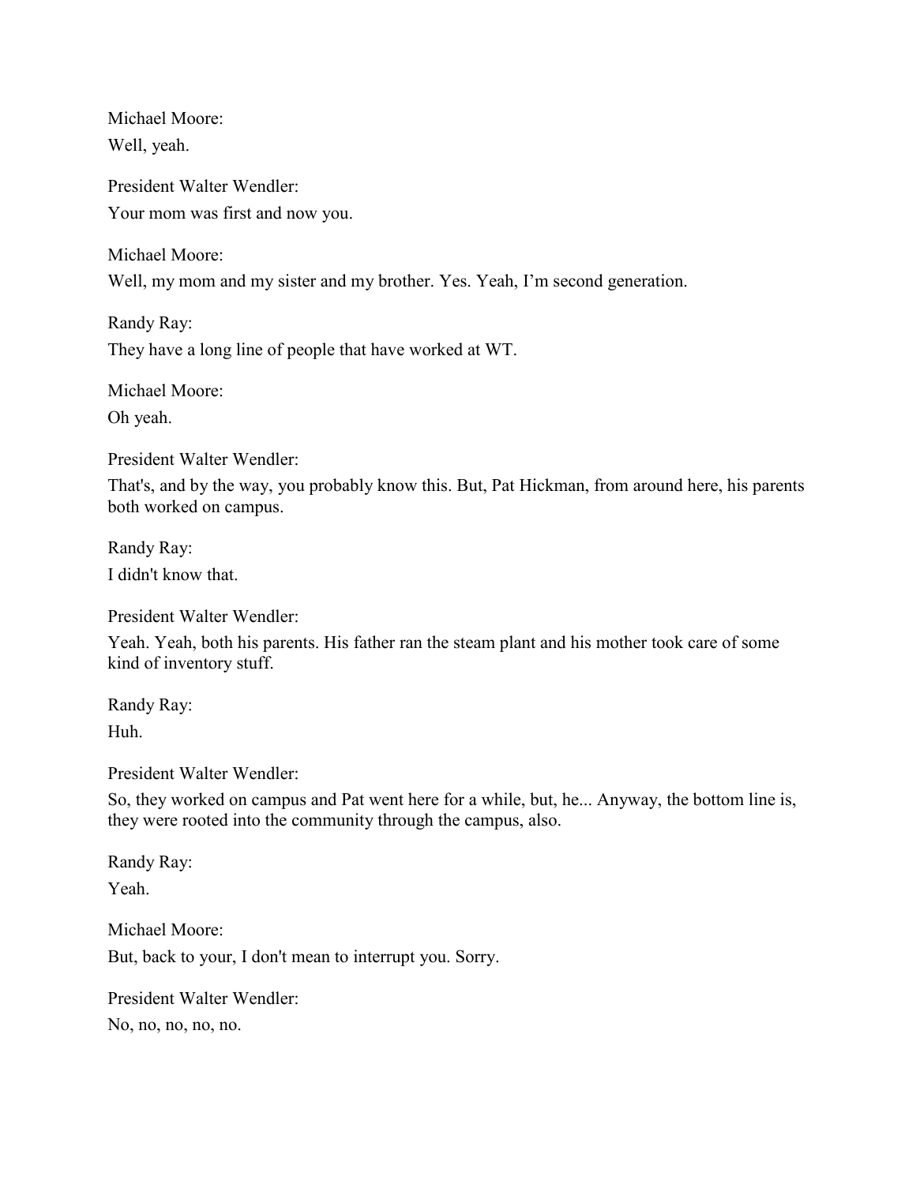Michael Moore:
Well, yeah.

President Walter Wendler:
Your mom was first and now you.

Michael Moore:
Well, my mom and my sister and my brother. Yes. Yeah, I'm second generation.

Randy Ray:
They have a long line of people that have worked at WT.

Michael Moore:
Oh yeah.

President Walter Wendler:
That's, and by the way, you probably know this. But, Pat Hickman, from around here, his parents both worked on campus.

Randy Ray:
I didn't know that.

President Walter Wendler:
Yeah. Yeah, both his parents. His father ran the steam plant and his mother took care of some kind of inventory stuff.

Randy Ray:
Huh.

President Walter Wendler:
So, they worked on campus and Pat went here for a while, but, he... Anyway, the bottom line is, they were rooted into the community through the campus, also.

Randy Ray:
Yeah.

Michael Moore:
But, back to your, I don't mean to interrupt you. Sorry.

President Walter Wendler:
No, no, no, no, no.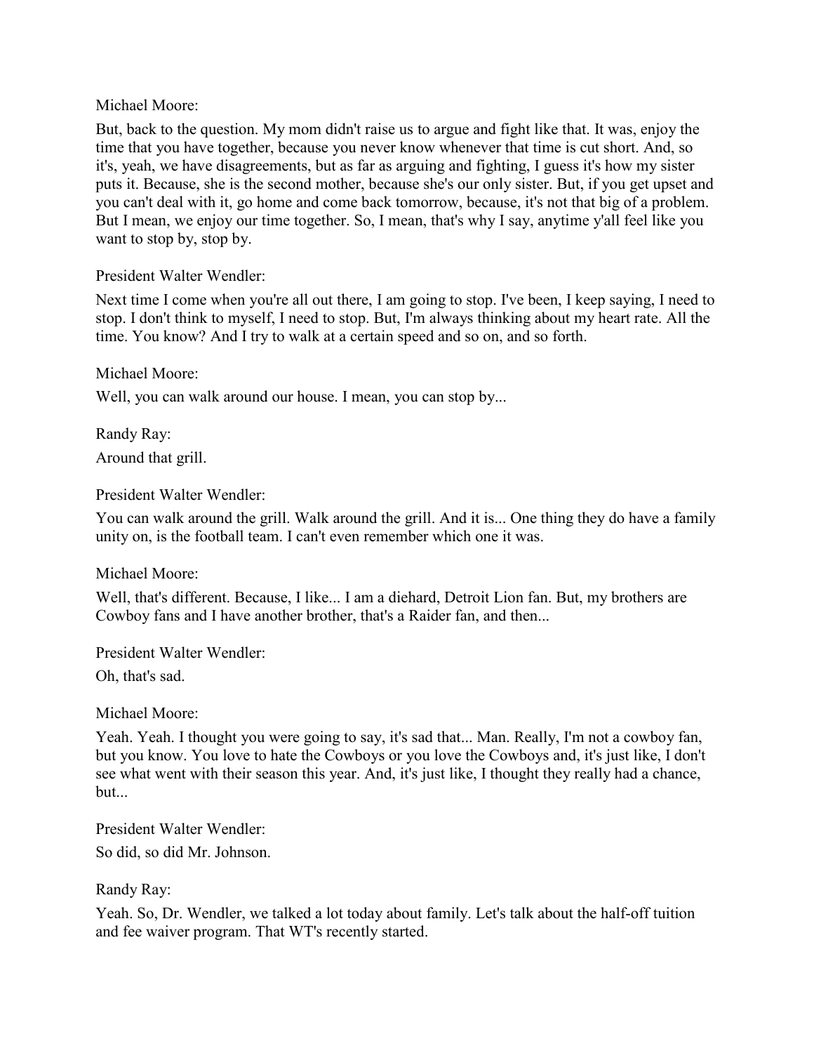Michael Moore:

But, back to the question. My mom didn't raise us to argue and fight like that. It was, enjoy the time that you have together, because you never know whenever that time is cut short. And, so it's, yeah, we have disagreements, but as far as arguing and fighting, I guess it's how my sister puts it. Because, she is the second mother, because she's our only sister. But, if you get upset and you can't deal with it, go home and come back tomorrow, because, it's not that big of a problem. But I mean, we enjoy our time together. So, I mean, that's why I say, anytime y'all feel like you want to stop by, stop by.

President Walter Wendler:

Next time I come when you're all out there, I am going to stop. I've been, I keep saying, I need to stop. I don't think to myself, I need to stop. But, I'm always thinking about my heart rate. All the time. You know? And I try to walk at a certain speed and so on, and so forth.

Michael Moore:

Well, you can walk around our house. I mean, you can stop by...

Randy Ray:

Around that grill.

President Walter Wendler:

You can walk around the grill. Walk around the grill. And it is... One thing they do have a family unity on, is the football team. I can't even remember which one it was.

Michael Moore:

Well, that's different. Because, I like... I am a diehard, Detroit Lion fan. But, my brothers are Cowboy fans and I have another brother, that's a Raider fan, and then...

President Walter Wendler:

Oh, that's sad.

Michael Moore:

Yeah. Yeah. I thought you were going to say, it's sad that... Man. Really, I'm not a cowboy fan, but you know. You love to hate the Cowboys or you love the Cowboys and, it's just like, I don't see what went with their season this year. And, it's just like, I thought they really had a chance, but...

President Walter Wendler:

So did, so did Mr. Johnson.

Randy Ray:

Yeah. So, Dr. Wendler, we talked a lot today about family. Let's talk about the half-off tuition and fee waiver program. That WT's recently started.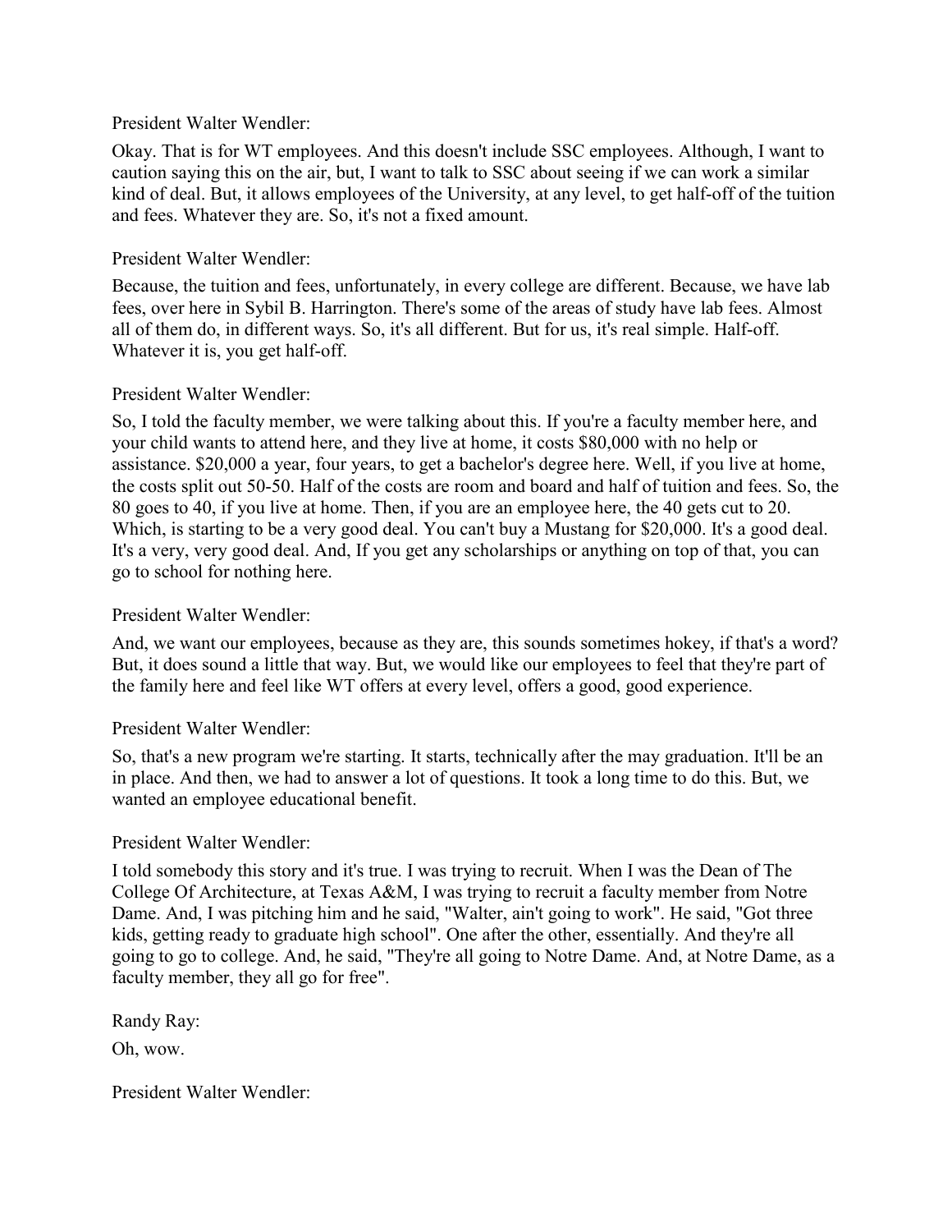President Walter Wendler:

Okay. That is for WT employees. And this doesn't include SSC employees. Although, I want to caution saying this on the air, but, I want to talk to SSC about seeing if we can work a similar kind of deal. But, it allows employees of the University, at any level, to get half-off of the tuition and fees. Whatever they are. So, it's not a fixed amount.

President Walter Wendler:

Because, the tuition and fees, unfortunately, in every college are different. Because, we have lab fees, over here in Sybil B. Harrington. There's some of the areas of study have lab fees. Almost all of them do, in different ways. So, it's all different. But for us, it's real simple. Half-off. Whatever it is, you get half-off.

President Walter Wendler:

So, I told the faculty member, we were talking about this. If you're a faculty member here, and your child wants to attend here, and they live at home, it costs $80,000 with no help or assistance. $20,000 a year, four years, to get a bachelor's degree here. Well, if you live at home, the costs split out 50-50. Half of the costs are room and board and half of tuition and fees. So, the 80 goes to 40, if you live at home. Then, if you are an employee here, the 40 gets cut to 20. Which, is starting to be a very good deal. You can't buy a Mustang for $20,000. It's a good deal. It's a very, very good deal. And, If you get any scholarships or anything on top of that, you can go to school for nothing here.

President Walter Wendler:

And, we want our employees, because as they are, this sounds sometimes hokey, if that's a word? But, it does sound a little that way. But, we would like our employees to feel that they're part of the family here and feel like WT offers at every level, offers a good, good experience.

President Walter Wendler:

So, that's a new program we're starting. It starts, technically after the may graduation. It'll be an in place. And then, we had to answer a lot of questions. It took a long time to do this. But, we wanted an employee educational benefit.

President Walter Wendler:

I told somebody this story and it's true. I was trying to recruit. When I was the Dean of The College Of Architecture, at Texas A&M, I was trying to recruit a faculty member from Notre Dame. And, I was pitching him and he said, "Walter, ain't going to work". He said, "Got three kids, getting ready to graduate high school". One after the other, essentially. And they're all going to go to college. And, he said, "They're all going to Notre Dame. And, at Notre Dame, as a faculty member, they all go for free".

Randy Ray:

Oh, wow.

President Walter Wendler: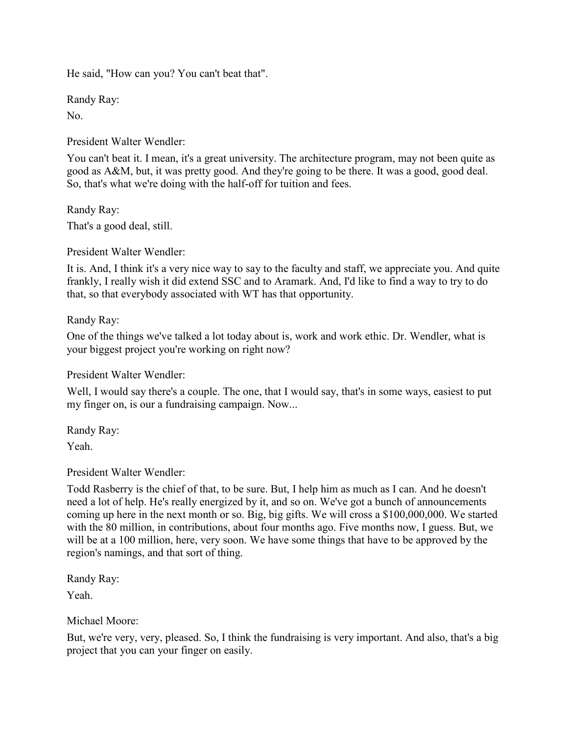He said, "How can you? You can't beat that".

Randy Ray:

No.

President Walter Wendler:

You can't beat it. I mean, it's a great university. The architecture program, may not been quite as good as A&M, but, it was pretty good. And they're going to be there. It was a good, good deal. So, that's what we're doing with the half-off for tuition and fees.

Randy Ray:

That's a good deal, still.

President Walter Wendler:

It is. And, I think it's a very nice way to say to the faculty and staff, we appreciate you. And quite frankly, I really wish it did extend SSC and to Aramark. And, I'd like to find a way to try to do that, so that everybody associated with WT has that opportunity.

Randy Ray:

One of the things we've talked a lot today about is, work and work ethic. Dr. Wendler, what is your biggest project you're working on right now?

President Walter Wendler:

Well, I would say there's a couple. The one, that I would say, that's in some ways, easiest to put my finger on, is our a fundraising campaign. Now...

Randy Ray:

Yeah.

President Walter Wendler:

Todd Rasberry is the chief of that, to be sure. But, I help him as much as I can. And he doesn't need a lot of help. He's really energized by it, and so on. We've got a bunch of announcements coming up here in the next month or so. Big, big gifts. We will cross a $100,000,000. We started with the 80 million, in contributions, about four months ago. Five months now, I guess. But, we will be at a 100 million, here, very soon. We have some things that have to be approved by the region's namings, and that sort of thing.

Randy Ray:

Yeah.

Michael Moore:

But, we're very, very, pleased. So, I think the fundraising is very important. And also, that's a big project that you can your finger on easily.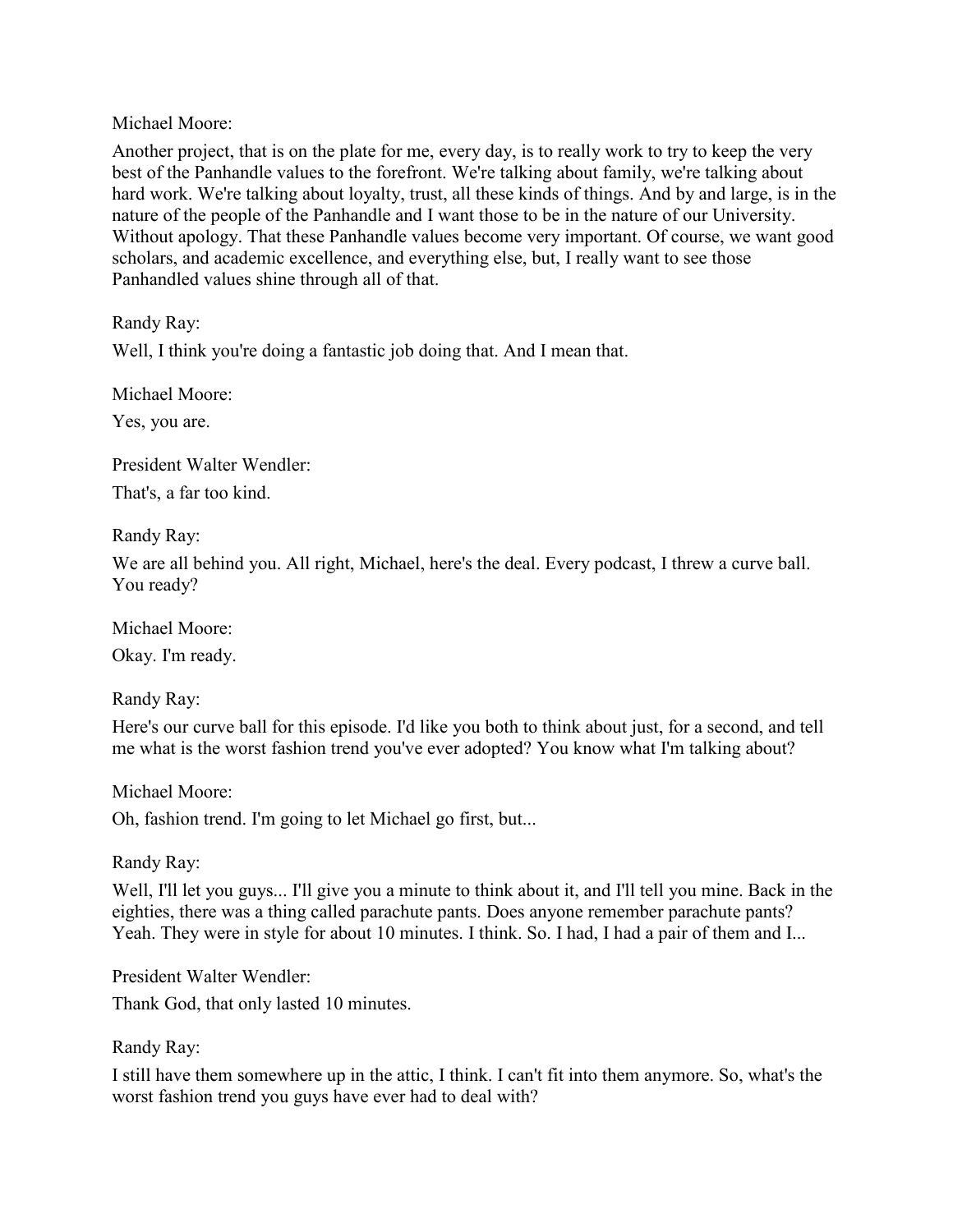Michael Moore:

Another project, that is on the plate for me, every day, is to really work to try to keep the very best of the Panhandle values to the forefront. We're talking about family, we're talking about hard work. We're talking about loyalty, trust, all these kinds of things. And by and large, is in the nature of the people of the Panhandle and I want those to be in the nature of our University. Without apology. That these Panhandle values become very important. Of course, we want good scholars, and academic excellence, and everything else, but, I really want to see those Panhandled values shine through all of that.

Randy Ray:

Well, I think you're doing a fantastic job doing that. And I mean that.

Michael Moore:

Yes, you are.

President Walter Wendler:

That's, a far too kind.

Randy Ray:

We are all behind you. All right, Michael, here's the deal. Every podcast, I threw a curve ball. You ready?

Michael Moore:

Okay. I'm ready.

Randy Ray:

Here's our curve ball for this episode. I'd like you both to think about just, for a second, and tell me what is the worst fashion trend you've ever adopted? You know what I'm talking about?

Michael Moore:

Oh, fashion trend. I'm going to let Michael go first, but...

Randy Ray:

Well, I'll let you guys... I'll give you a minute to think about it, and I'll tell you mine. Back in the eighties, there was a thing called parachute pants. Does anyone remember parachute pants? Yeah. They were in style for about 10 minutes. I think. So. I had, I had a pair of them and I...

President Walter Wendler:

Thank God, that only lasted 10 minutes.

Randy Ray:

I still have them somewhere up in the attic, I think. I can't fit into them anymore. So, what's the worst fashion trend you guys have ever had to deal with?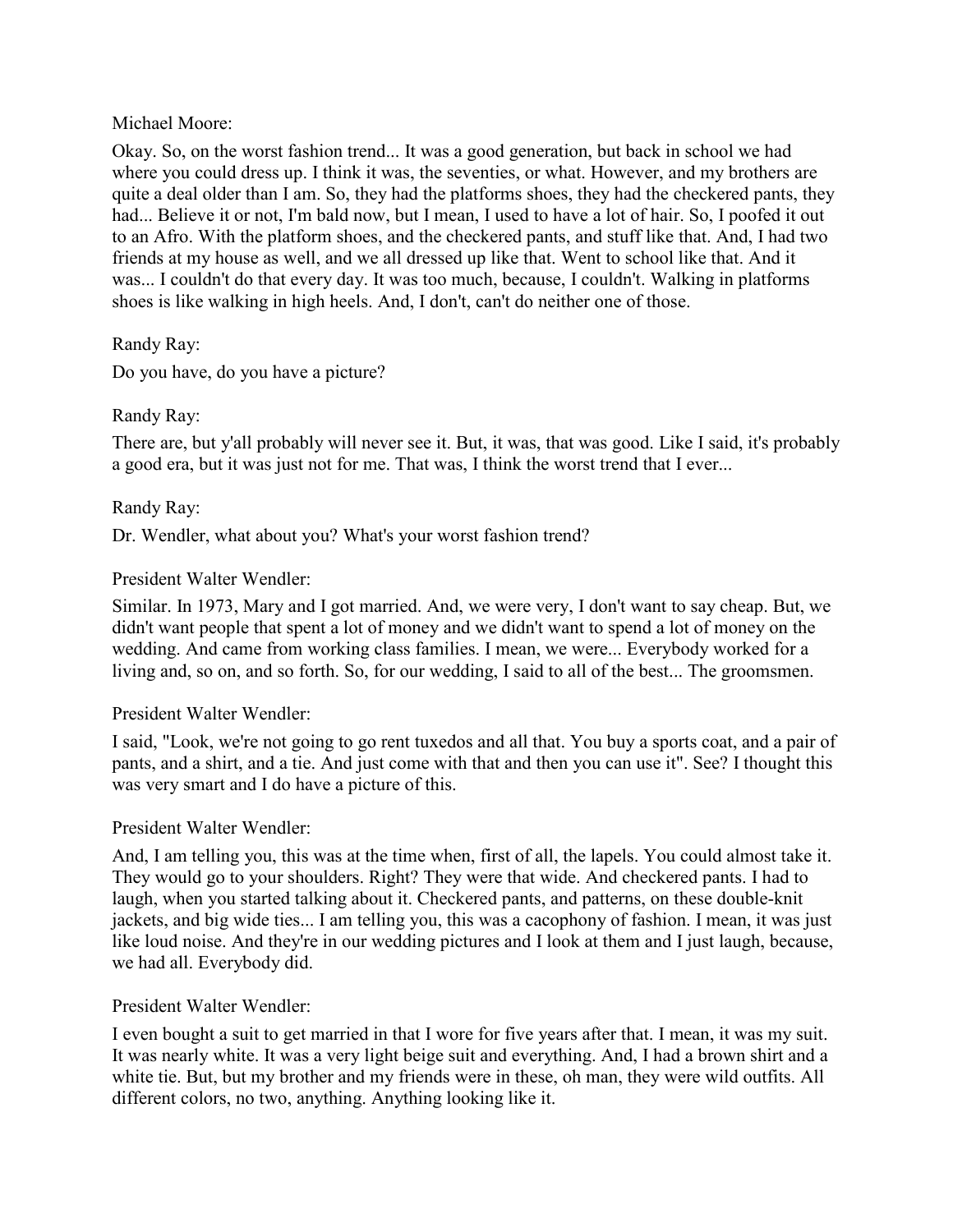Michael Moore:

Okay. So, on the worst fashion trend... It was a good generation, but back in school we had where you could dress up. I think it was, the seventies, or what. However, and my brothers are quite a deal older than I am. So, they had the platforms shoes, they had the checkered pants, they had... Believe it or not, I'm bald now, but I mean, I used to have a lot of hair. So, I poofed it out to an Afro. With the platform shoes, and the checkered pants, and stuff like that. And, I had two friends at my house as well, and we all dressed up like that. Went to school like that. And it was... I couldn't do that every day. It was too much, because, I couldn't. Walking in platforms shoes is like walking in high heels. And, I don't, can't do neither one of those.

Randy Ray:

Do you have, do you have a picture?

Randy Ray:

There are, but y'all probably will never see it. But, it was, that was good. Like I said, it's probably a good era, but it was just not for me. That was, I think the worst trend that I ever...

Randy Ray:

Dr. Wendler, what about you? What's your worst fashion trend?

President Walter Wendler:

Similar. In 1973, Mary and I got married. And, we were very, I don't want to say cheap. But, we didn't want people that spent a lot of money and we didn't want to spend a lot of money on the wedding. And came from working class families. I mean, we were... Everybody worked for a living and, so on, and so forth. So, for our wedding, I said to all of the best... The groomsmen.

President Walter Wendler:

I said, "Look, we're not going to go rent tuxedos and all that. You buy a sports coat, and a pair of pants, and a shirt, and a tie. And just come with that and then you can use it". See? I thought this was very smart and I do have a picture of this.

President Walter Wendler:

And, I am telling you, this was at the time when, first of all, the lapels. You could almost take it. They would go to your shoulders. Right? They were that wide. And checkered pants. I had to laugh, when you started talking about it. Checkered pants, and patterns, on these double-knit jackets, and big wide ties... I am telling you, this was a cacophony of fashion. I mean, it was just like loud noise. And they're in our wedding pictures and I look at them and I just laugh, because, we had all. Everybody did.

President Walter Wendler:

I even bought a suit to get married in that I wore for five years after that. I mean, it was my suit. It was nearly white. It was a very light beige suit and everything. And, I had a brown shirt and a white tie. But, but my brother and my friends were in these, oh man, they were wild outfits. All different colors, no two, anything. Anything looking like it.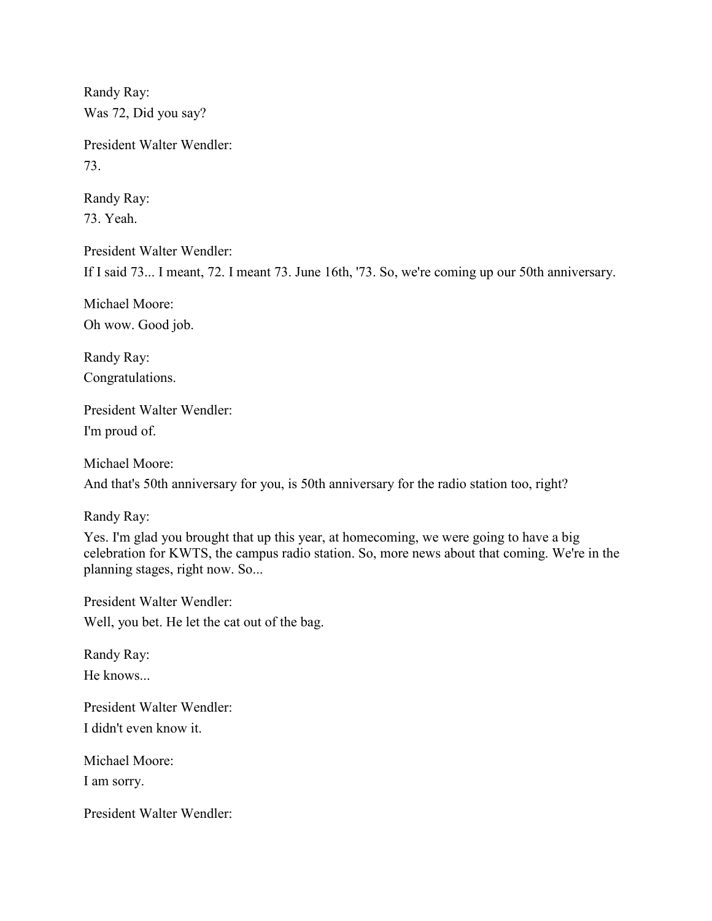Randy Ray:
Was 72, Did you say?

President Walter Wendler:
73.

Randy Ray:
73. Yeah.

President Walter Wendler:
If I said 73... I meant, 72. I meant 73. June 16th, '73. So, we're coming up our 50th anniversary.

Michael Moore:
Oh wow. Good job.

Randy Ray:
Congratulations.

President Walter Wendler:
I'm proud of.

Michael Moore:
And that's 50th anniversary for you, is 50th anniversary for the radio station too, right?

Randy Ray:
Yes. I'm glad you brought that up this year, at homecoming, we were going to have a big celebration for KWTS, the campus radio station. So, more news about that coming. We're in the planning stages, right now. So...

President Walter Wendler:
Well, you bet. He let the cat out of the bag.

Randy Ray:
He knows...

President Walter Wendler:
I didn't even know it.

Michael Moore:
I am sorry.

President Walter Wendler: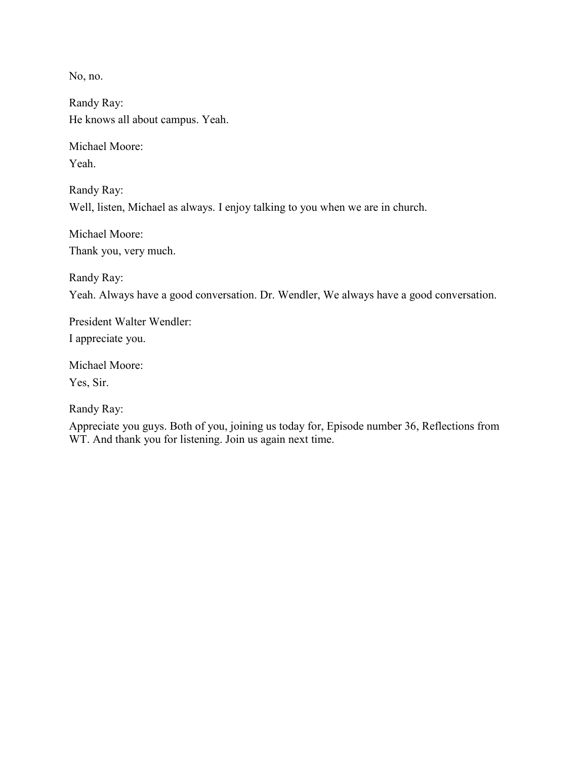No, no.

Randy Ray:
He knows all about campus. Yeah.

Michael Moore:
Yeah.

Randy Ray:
Well, listen, Michael as always. I enjoy talking to you when we are in church.

Michael Moore:
Thank you, very much.

Randy Ray:
Yeah. Always have a good conversation. Dr. Wendler, We always have a good conversation.

President Walter Wendler:
I appreciate you.

Michael Moore:
Yes, Sir.

Randy Ray:
Appreciate you guys. Both of you, joining us today for, Episode number 36, Reflections from WT. And thank you for listening. Join us again next time.